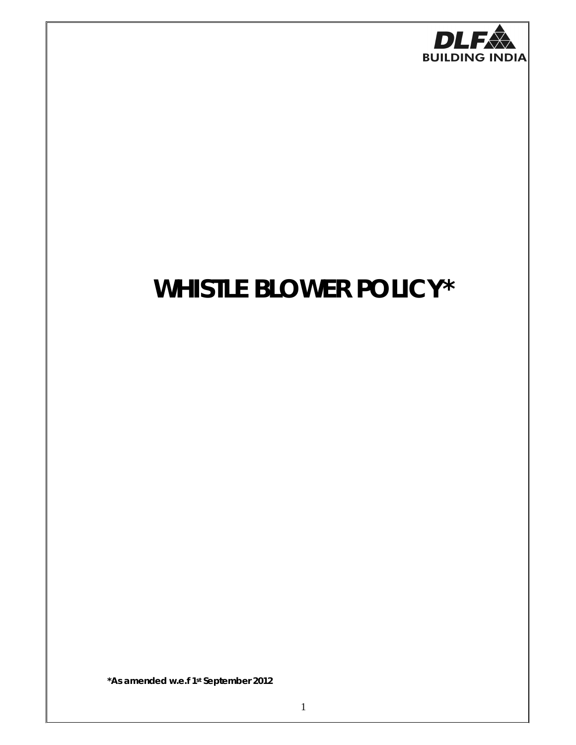DLF
BUILDING INDIA

# WHISTLE BLOWER POLICY*

**\*As amended w.e.f 1st September 2012**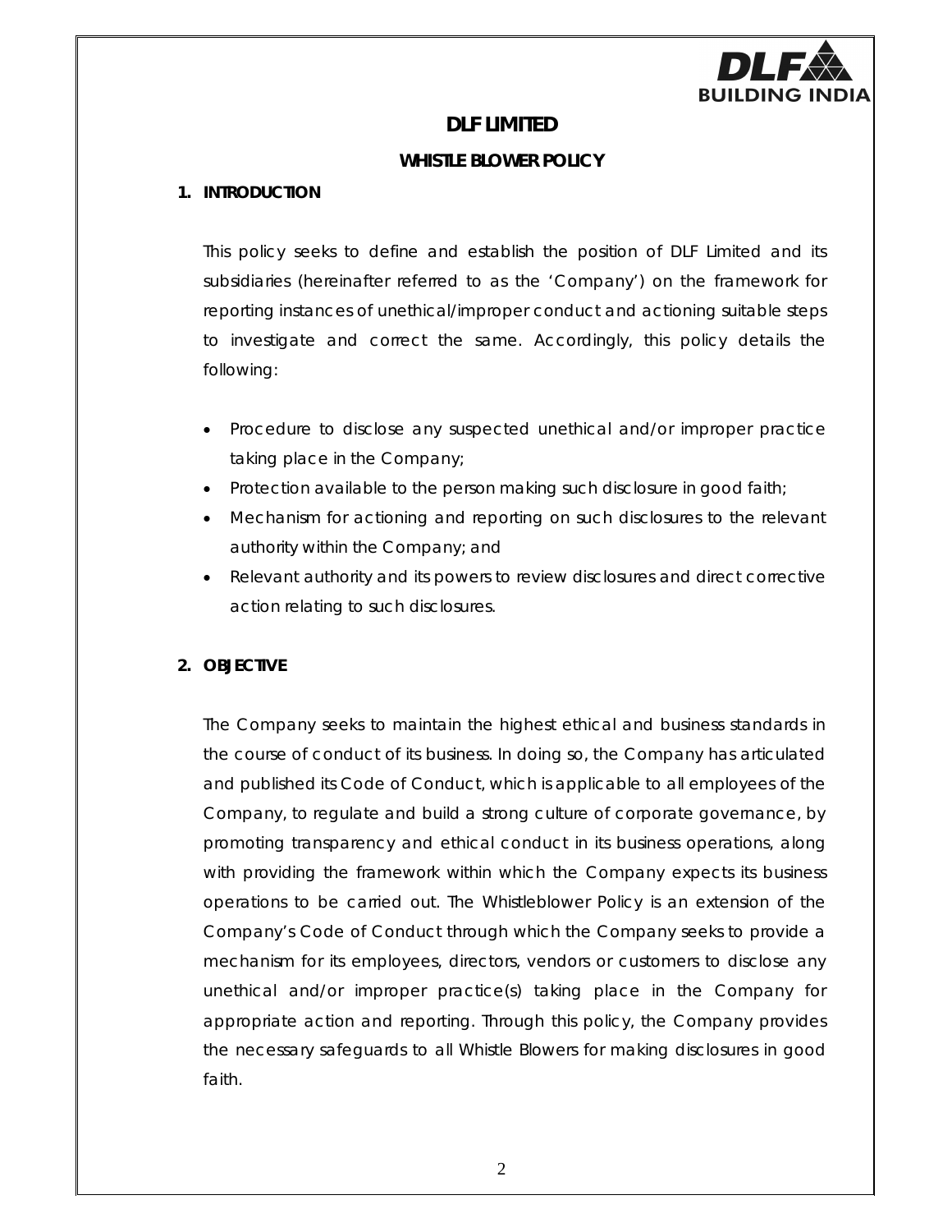# DLF LIMITED

## WHISTLE BLOWER POLICY

### 1. INTRODUCTION

This policy seeks to define and establish the position of DLF Limited and its subsidiaries (hereinafter referred to as the 'Company') on the framework for reporting instances of unethical/improper conduct and actioning suitable steps to investigate and correct the same. Accordingly, this policy details the following:

- Procedure to disclose any suspected unethical and/or improper practice taking place in the Company;
- Protection available to the person making such disclosure in good faith;
- Mechanism for actioning and reporting on such disclosures to the relevant authority within the Company; and
- Relevant authority and its powers to review disclosures and direct corrective action relating to such disclosures.

### 2. OBJECTIVE

The Company seeks to maintain the highest ethical and business standards in the course of conduct of its business. In doing so, the Company has articulated and published its Code of Conduct, which is applicable to all employees of the Company, to regulate and build a strong culture of corporate governance, by promoting transparency and ethical conduct in its business operations, along with providing the framework within which the Company expects its business operations to be carried out. The Whistleblower Policy is an extension of the Company's Code of Conduct through which the Company seeks to provide a mechanism for its employees, directors, vendors or customers to disclose any unethical and/or improper practice(s) taking place in the Company for appropriate action and reporting. Through this policy, the Company provides the necessary safeguards to all Whistle Blowers for making disclosures in good faith.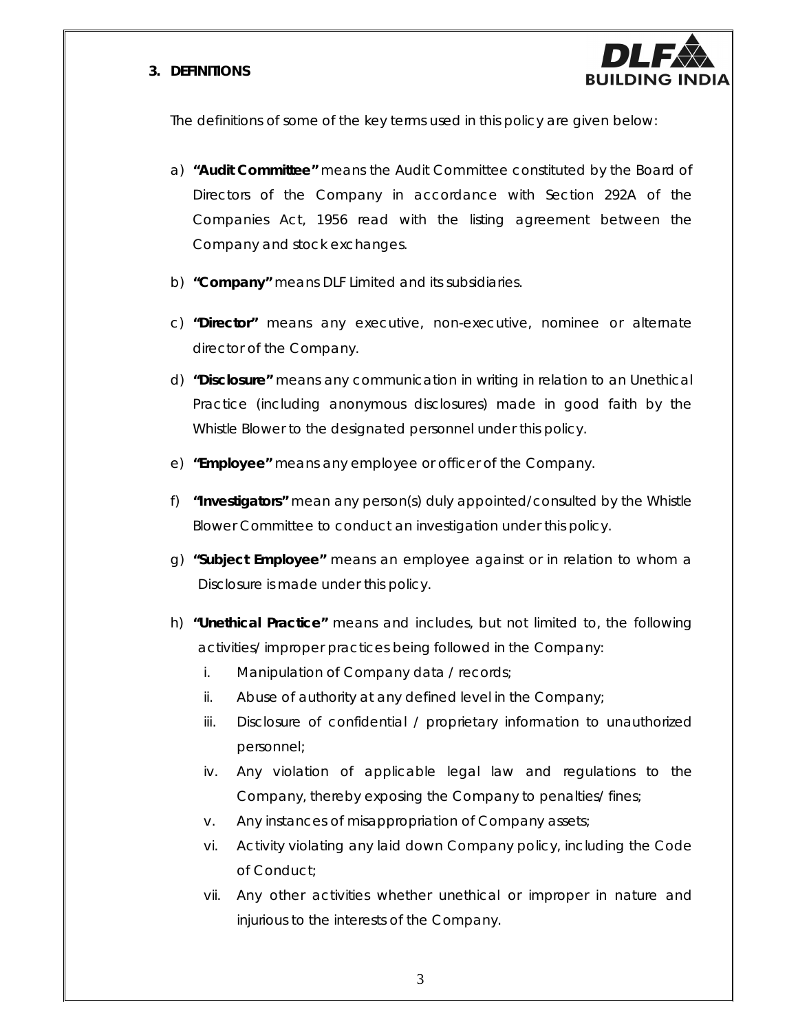## 3. DEFINITIONS

The definitions of some of the key terms used in this policy are given below:

a) **"Audit Committee"** means the Audit Committee constituted by the Board of Directors of the Company in accordance with Section 292A of the Companies Act, 1956 read with the listing agreement between the Company and stock exchanges.

b) **"Company"** means DLF Limited and its subsidiaries.

c) **"Director"** means any executive, non-executive, nominee or alternate director of the Company.

d) **"Disclosure"** means any communication in writing in relation to an Unethical Practice (including anonymous disclosures) made in good faith by the Whistle Blower to the designated personnel under this policy.

e) **"Employee"** means any employee or officer of the Company.

f) **"Investigators"** mean any person(s) duly appointed/consulted by the Whistle Blower Committee to conduct an investigation under this policy.

g) **"Subject Employee"** means an employee against or in relation to whom a Disclosure is made under this policy.

h) **"Unethical Practice"** means and includes, but not limited to, the following activities/ improper practices being followed in the Company:

   i. Manipulation of Company data / records;
   ii. Abuse of authority at any defined level in the Company;
   iii. Disclosure of confidential / proprietary information to unauthorized personnel;
   iv. Any violation of applicable legal law and regulations to the Company, thereby exposing the Company to penalties/ fines;
   v. Any instances of misappropriation of Company assets;
   vi. Activity violating any laid down Company policy, including the Code of Conduct;
   vii. Any other activities whether unethical or improper in nature and injurious to the interests of the Company.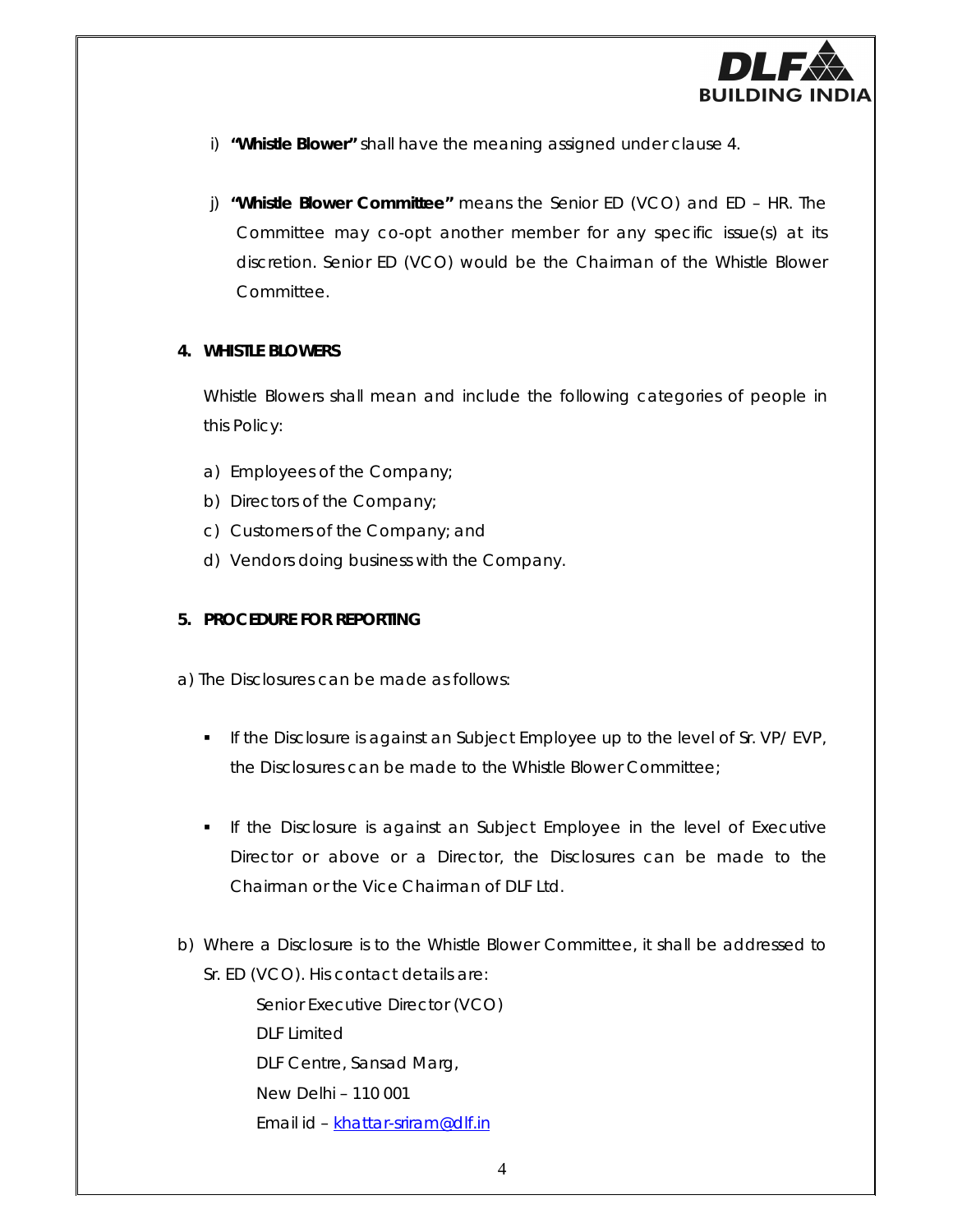i) **"Whistle Blower"** shall have the meaning assigned under clause 4.

j) **"Whistle Blower Committee"** means the Senior ED (VCO) and ED – HR. The Committee may co-opt another member for any specific issue(s) at its discretion. Senior ED (VCO) would be the Chairman of the Whistle Blower Committee.

**4. WHISTLE BLOWERS**

Whistle Blowers shall mean and include the following categories of people in this Policy:

a) Employees of the Company;
b) Directors of the Company;
c) Customers of the Company; and
d) Vendors doing business with the Company.

**5. PROCEDURE FOR REPORTING**

a) The Disclosures can be made as follows:

- If the Disclosure is against an Subject Employee up to the level of Sr. VP/ EVP, the Disclosures can be made to the Whistle Blower Committee;

- If the Disclosure is against an Subject Employee in the level of Executive Director or above or a Director, the Disclosures can be made to the Chairman or the Vice Chairman of DLF Ltd.

b) Where a Disclosure is to the Whistle Blower Committee, it shall be addressed to Sr. ED (VCO). His contact details are:

Senior Executive Director (VCO)
DLF Limited
DLF Centre, Sansad Marg,
New Delhi – 110 001
Email id – khattar-sriram@dlf.in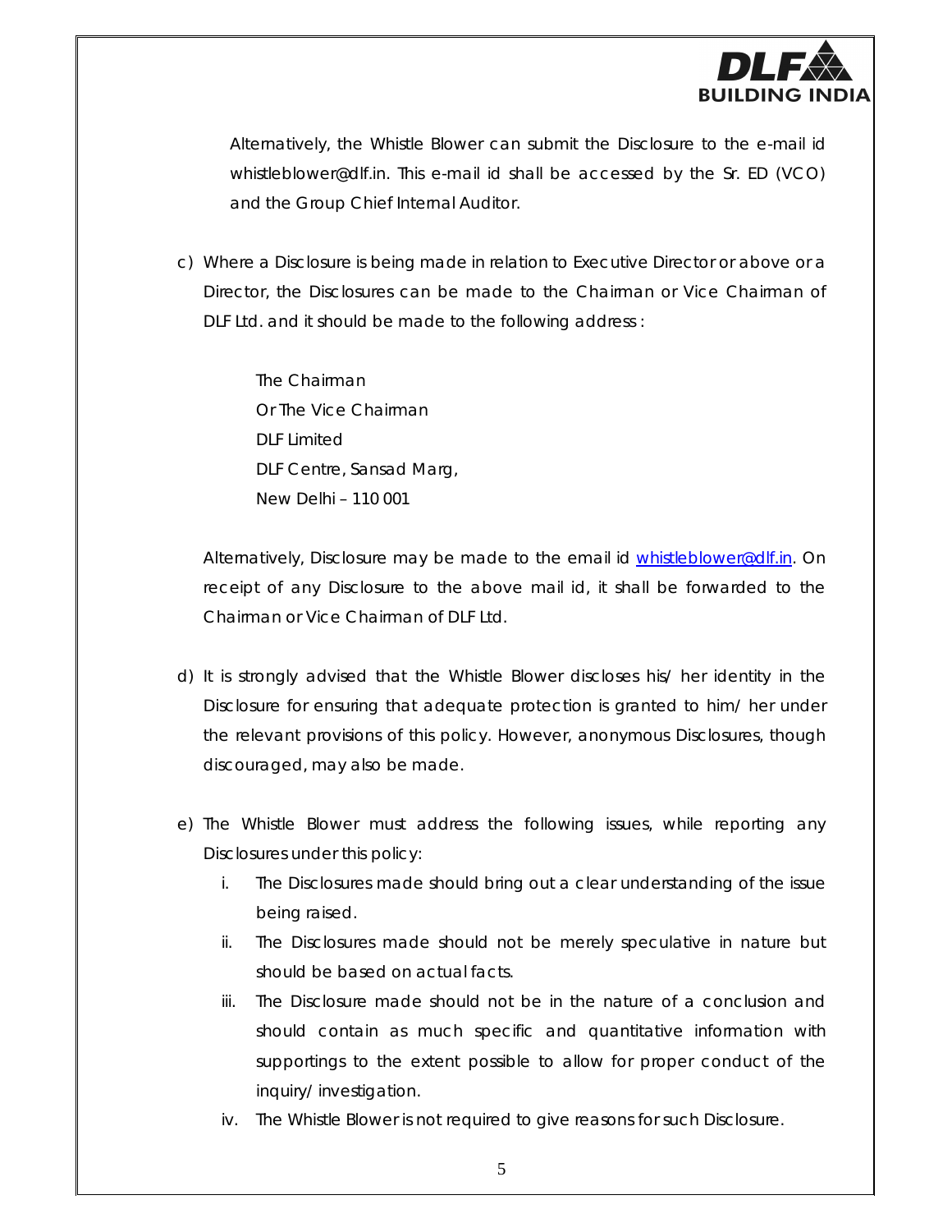Alternatively, the Whistle Blower can submit the Disclosure to the e-mail id whistleblower@dlf.in. This e-mail id shall be accessed by the Sr. ED (VCO) and the Group Chief Internal Auditor.

c) Where a Disclosure is being made in relation to Executive Director or above or a Director, the Disclosures can be made to the Chairman or Vice Chairman of DLF Ltd. and it should be made to the following address :

   The Chairman
   Or The Vice Chairman
   DLF Limited
   DLF Centre, Sansad Marg,
   New Delhi – 110 001

   Alternatively, Disclosure may be made to the email id whistleblower@dlf.in. On receipt of any Disclosure to the above mail id, it shall be forwarded to the Chairman or Vice Chairman of DLF Ltd.

d) It is strongly advised that the Whistle Blower discloses his/ her identity in the Disclosure for ensuring that adequate protection is granted to him/ her under the relevant provisions of this policy. However, anonymous Disclosures, though discouraged, may also be made.

e) The Whistle Blower must address the following issues, while reporting any Disclosures under this policy:

   i. The Disclosures made should bring out a clear understanding of the issue being raised.
   ii. The Disclosures made should not be merely speculative in nature but should be based on actual facts.
   iii. The Disclosure made should not be in the nature of a conclusion and should contain as much specific and quantitative information with supportings to the extent possible to allow for proper conduct of the inquiry/ investigation.
   iv. The Whistle Blower is not required to give reasons for such Disclosure.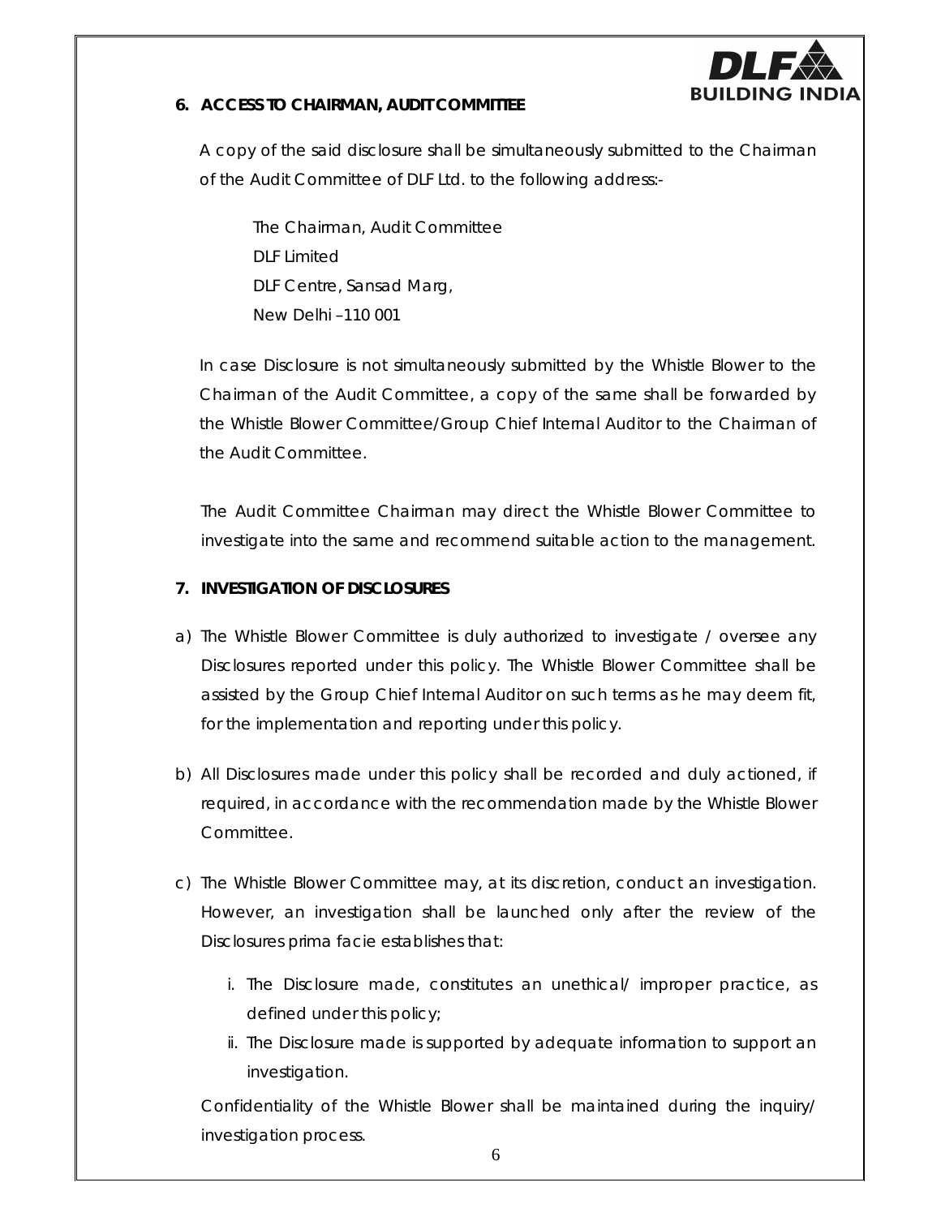## 6. ACCESS TO CHAIRMAN, AUDIT COMMITTEE

A copy of the said disclosure shall be simultaneously submitted to the Chairman of the Audit Committee of DLF Ltd. to the following address:-

The Chairman, Audit Committee
DLF Limited
DLF Centre, Sansad Marg,
New Delhi –110 001

In case Disclosure is not simultaneously submitted by the Whistle Blower to the Chairman of the Audit Committee, a copy of the same shall be forwarded by the Whistle Blower Committee/Group Chief Internal Auditor to the Chairman of the Audit Committee.

The Audit Committee Chairman may direct the Whistle Blower Committee to investigate into the same and recommend suitable action to the management.

## 7. INVESTIGATION OF DISCLOSURES

a) The Whistle Blower Committee is duly authorized to investigate / oversee any Disclosures reported under this policy. The Whistle Blower Committee shall be assisted by the Group Chief Internal Auditor on such terms as he may deem fit, for the implementation and reporting under this policy.

b) All Disclosures made under this policy shall be recorded and duly actioned, if required, in accordance with the recommendation made by the Whistle Blower Committee.

c) The Whistle Blower Committee may, at its discretion, conduct an investigation. However, an investigation shall be launched only after the review of the Disclosures prima facie establishes that:

   i. The Disclosure made, constitutes an unethical/ improper practice, as defined under this policy;
   ii. The Disclosure made is supported by adequate information to support an investigation.

   Confidentiality of the Whistle Blower shall be maintained during the inquiry/ investigation process.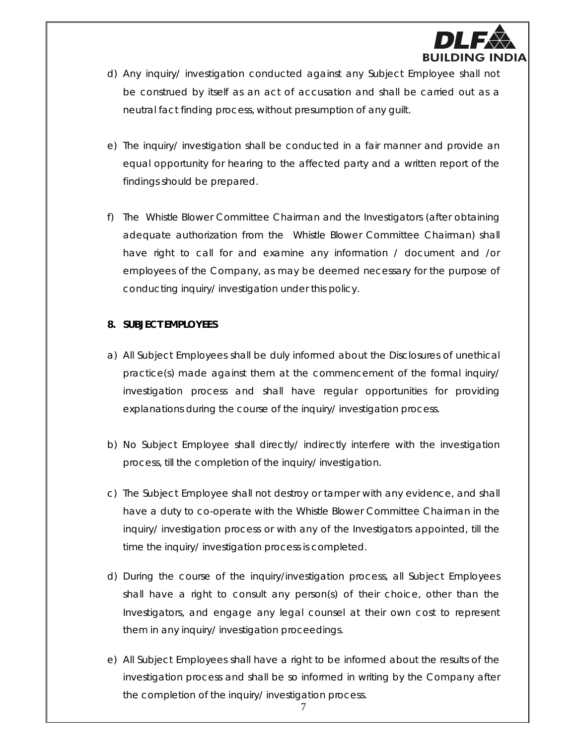d) Any inquiry/ investigation conducted against any Subject Employee shall not be construed by itself as an act of accusation and shall be carried out as a neutral fact finding process, without presumption of any guilt.

e) The inquiry/ investigation shall be conducted in a fair manner and provide an equal opportunity for hearing to the affected party and a written report of the findings should be prepared.

f) The Whistle Blower Committee Chairman and the Investigators (after obtaining adequate authorization from the Whistle Blower Committee Chairman) shall have right to call for and examine any information / document and /or employees of the Company, as may be deemed necessary for the purpose of conducting inquiry/ investigation under this policy.

**8. SUBJECT EMPLOYEES**

a) All Subject Employees shall be duly informed about the Disclosures of unethical practice(s) made against them at the commencement of the formal inquiry/ investigation process and shall have regular opportunities for providing explanations during the course of the inquiry/ investigation process.

b) No Subject Employee shall directly/ indirectly interfere with the investigation process, till the completion of the inquiry/ investigation.

c) The Subject Employee shall not destroy or tamper with any evidence, and shall have a duty to co-operate with the Whistle Blower Committee Chairman in the inquiry/ investigation process or with any of the Investigators appointed, till the time the inquiry/ investigation process is completed.

d) During the course of the inquiry/investigation process, all Subject Employees shall have a right to consult any person(s) of their choice, other than the Investigators, and engage any legal counsel at their own cost to represent them in any inquiry/ investigation proceedings.

e) All Subject Employees shall have a right to be informed about the results of the investigation process and shall be so informed in writing by the Company after the completion of the inquiry/ investigation process.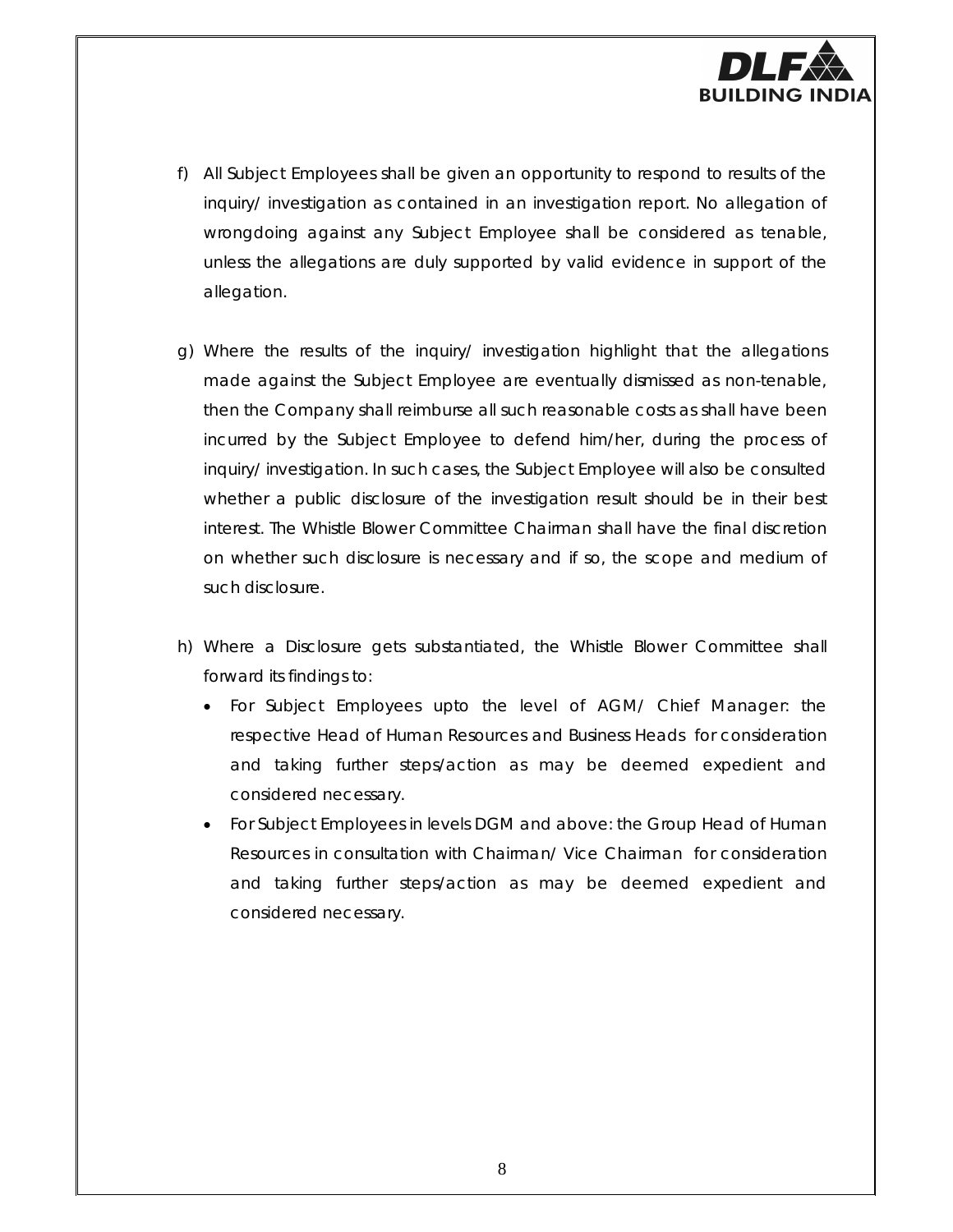f) All Subject Employees shall be given an opportunity to respond to results of the inquiry/ investigation as contained in an investigation report. No allegation of wrongdoing against any Subject Employee shall be considered as tenable, unless the allegations are duly supported by valid evidence in support of the allegation.

g) Where the results of the inquiry/ investigation highlight that the allegations made against the Subject Employee are eventually dismissed as non-tenable, then the Company shall reimburse all such reasonable costs as shall have been incurred by the Subject Employee to defend him/her, during the process of inquiry/ investigation. In such cases, the Subject Employee will also be consulted whether a public disclosure of the investigation result should be in their best interest. The Whistle Blower Committee Chairman shall have the final discretion on whether such disclosure is necessary and if so, the scope and medium of such disclosure.

h) Where a Disclosure gets substantiated, the Whistle Blower Committee shall forward its findings to:
   - For Subject Employees upto the level of AGM/ Chief Manager: the respective Head of Human Resources and Business Heads for consideration and taking further steps/action as may be deemed expedient and considered necessary.
   - For Subject Employees in levels DGM and above: the Group Head of Human Resources in consultation with Chairman/ Vice Chairman for consideration and taking further steps/action as may be deemed expedient and considered necessary.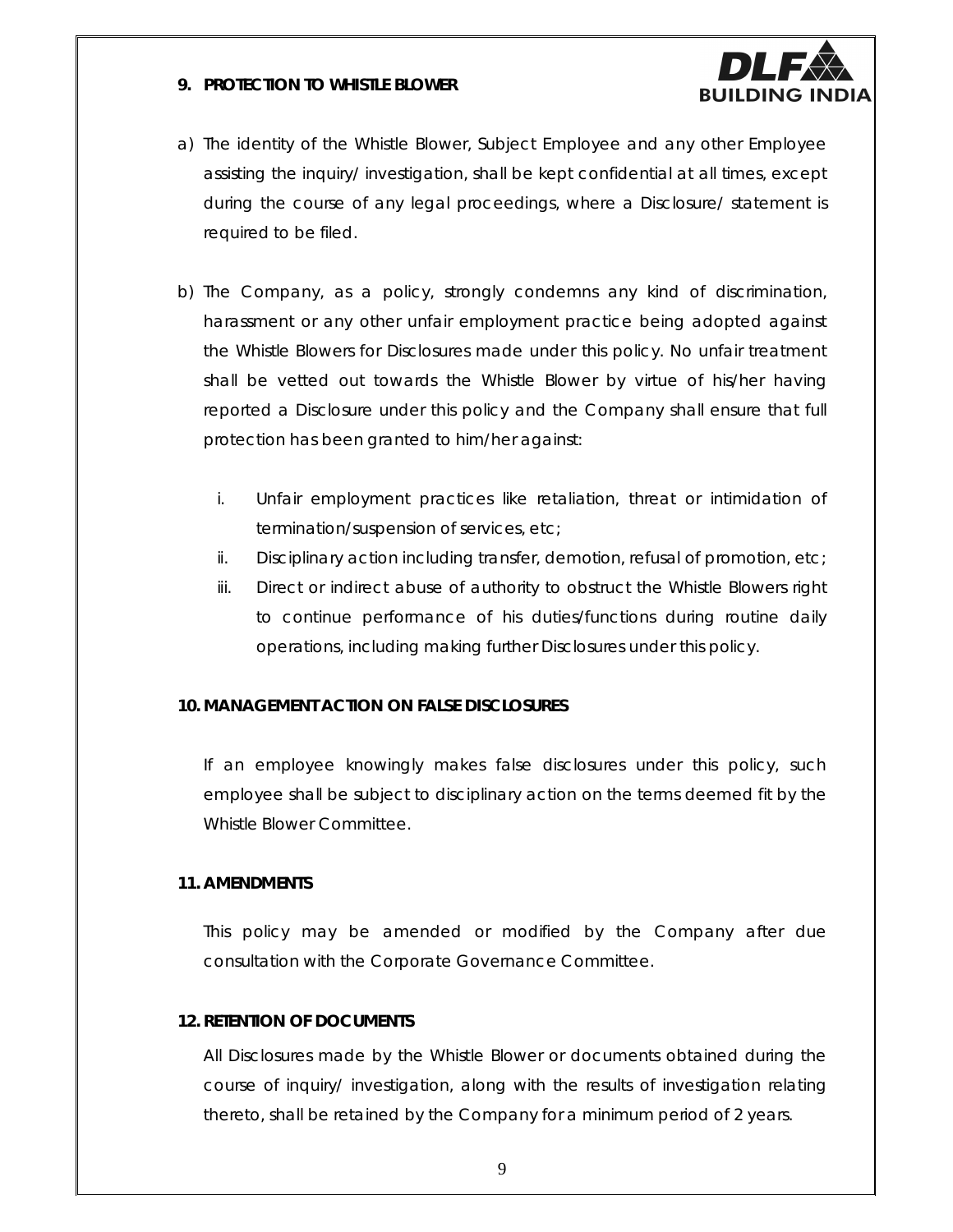## 9. PROTECTION TO WHISTLE BLOWER

a) The identity of the Whistle Blower, Subject Employee and any other Employee assisting the inquiry/ investigation, shall be kept confidential at all times, except during the course of any legal proceedings, where a Disclosure/ statement is required to be filed.

b) The Company, as a policy, strongly condemns any kind of discrimination, harassment or any other unfair employment practice being adopted against the Whistle Blowers for Disclosures made under this policy. No unfair treatment shall be vetted out towards the Whistle Blower by virtue of his/her having reported a Disclosure under this policy and the Company shall ensure that full protection has been granted to him/her against:

   i. Unfair employment practices like retaliation, threat or intimidation of termination/suspension of services, etc;
   ii. Disciplinary action including transfer, demotion, refusal of promotion, etc;
   iii. Direct or indirect abuse of authority to obstruct the Whistle Blowers right to continue performance of his duties/functions during routine daily operations, including making further Disclosures under this policy.

## 10. MANAGEMENT ACTION ON FALSE DISCLOSURES

If an employee knowingly makes false disclosures under this policy, such employee shall be subject to disciplinary action on the terms deemed fit by the Whistle Blower Committee.

## 11. AMENDMENTS

This policy may be amended or modified by the Company after due consultation with the Corporate Governance Committee.

## 12. RETENTION OF DOCUMENTS

All Disclosures made by the Whistle Blower or documents obtained during the course of inquiry/ investigation, along with the results of investigation relating thereto, shall be retained by the Company for a minimum period of 2 years.